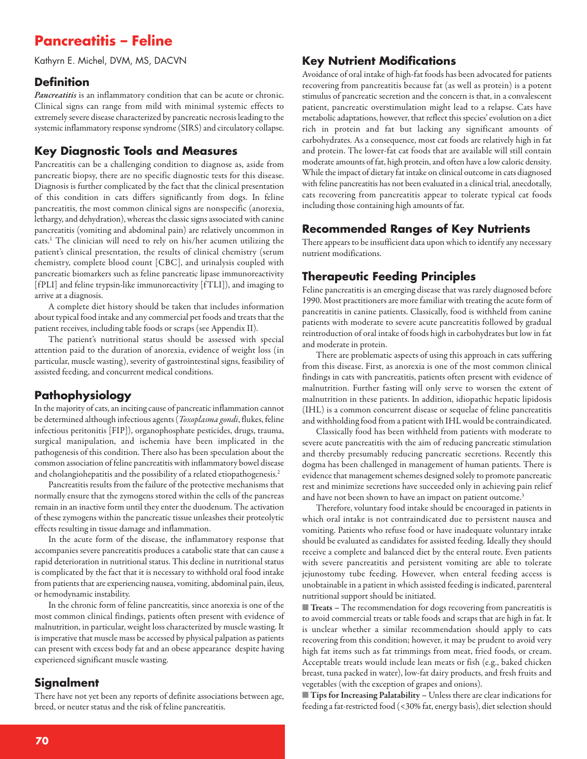# Pancreatitis – Feline

Kathyrn E. Michel, DVM, MS, DACVN

## Definition

***Pancreatitis*** is an inflammatory condition that can be acute or chronic. Clinical signs can range from mild with minimal systemic effects to extremely severe disease characterized by pancreatic necrosis leading to the systemic inflammatory response syndrome (SIRS) and circulatory collapse.

## Key Diagnostic Tools and Measures

Pancreatitis can be a challenging condition to diagnose as, aside from pancreatic biopsy, there are no specific diagnostic tests for this disease. Diagnosis is further complicated by the fact that the clinical presentation of this condition in cats differs significantly from dogs. In feline pancreatitis, the most common clinical signs are nonspecific (anorexia, lethargy, and dehydration), whereas the classic signs associated with canine pancreatitis (vomiting and abdominal pain) are relatively uncommon in cats.[1] The clinician will need to rely on his/her acumen utilizing the patient's clinical presentation, the results of clinical chemistry (serum chemistry, complete blood count [CBC], and urinalysis coupled with pancreatic biomarkers such as feline pancreatic lipase immunoreactivity [fPLI] and feline trypsin-like immunoreactivity [fTLI]), and imaging to arrive at a diagnosis.

A complete diet history should be taken that includes information about typical food intake and any commercial pet foods and treats that the patient receives, including table foods or scraps (see Appendix II).

The patient's nutritional status should be assessed with special attention paid to the duration of anorexia, evidence of weight loss (in particular, muscle wasting), severity of gastrointestinal signs, feasibility of assisted feeding, and concurrent medical conditions.

## Pathophysiology

In the majority of cats, an inciting cause of pancreatic inflammation cannot be determined although infectious agents (*Toxoplasma gondi*, flukes, feline infectious peritonitis [FIP]), organophosphate pesticides, drugs, trauma, surgical manipulation, and ischemia have been implicated in the pathogenesis of this condition. There also has been speculation about the common association of feline pancreatitis with inflammatory bowel disease and cholangiohepatitis and the possibility of a related etiopathogenesis.[2]

Pancreatitis results from the failure of the protective mechanisms that normally ensure that the zymogens stored within the cells of the pancreas remain in an inactive form until they enter the duodenum. The activation of these zymogens within the pancreatic tissue unleashes their proteolytic effects resulting in tissue damage and inflammation.

In the acute form of the disease, the inflammatory response that accompanies severe pancreatitis produces a catabolic state that can cause a rapid deterioration in nutritional status. This decline in nutritional status is complicated by the fact that it is necessary to withhold oral food intake from patients that are experiencing nausea, vomiting, abdominal pain, ileus, or hemodynamic instability.

In the chronic form of feline pancreatitis, since anorexia is one of the most common clinical findings, patients often present with evidence of malnutrition, in particular, weight loss characterized by muscle wasting. It is imperative that muscle mass be accessed by physical palpation as patients can present with excess body fat and an obese appearance despite having experienced significant muscle wasting.

## Signalment

There have not yet been any reports of definite associations between age, breed, or neuter status and the risk of feline pancreatitis.

## Key Nutrient Modifications

Avoidance of oral intake of high-fat foods has been advocated for patients recovering from pancreatitis because fat (as well as protein) is a potent stimulus of pancreatic secretion and the concern is that, in a convalescent patient, pancreatic overstimulation might lead to a relapse. Cats have metabolic adaptations, however, that reflect this species' evolution on a diet rich in protein and fat but lacking any significant amounts of carbohydrates. As a consequence, most cat foods are relatively high in fat and protein. The lower-fat cat foods that are available will still contain moderate amounts of fat, high protein, and often have a low caloric density. While the impact of dietary fat intake on clinical outcome in cats diagnosed with feline pancreatitis has not been evaluated in a clinical trial, anecdotally, cats recovering from pancreatitis appear to tolerate typical cat foods including those containing high amounts of fat.

## Recommended Ranges of Key Nutrients

There appears to be insufficient data upon which to identify any necessary nutrient modifications.

## Therapeutic Feeding Principles

Feline pancreatitis is an emerging disease that was rarely diagnosed before 1990. Most practitioners are more familiar with treating the acute form of pancreatitis in canine patients. Classically, food is withheld from canine patients with moderate to severe acute pancreatitis followed by gradual reintroduction of oral intake of foods high in carbohydrates but low in fat and moderate in protein.

There are problematic aspects of using this approach in cats suffering from this disease. First, as anorexia is one of the most common clinical findings in cats with pancreatitis, patients often present with evidence of malnutrition. Further fasting will only serve to worsen the extent of malnutrition in these patients. In addition, idiopathic hepatic lipidosis (IHL) is a common concurrent disease or sequelae of feline pancreatitis and withholding food from a patient with IHL would be contraindicated.

Classically food has been withheld from patients with moderate to severe acute pancreatitis with the aim of reducing pancreatic stimulation and thereby presumably reducing pancreatic secretions. Recently this dogma has been challenged in management of human patients. There is evidence that management schemes designed solely to promote pancreatic rest and minimize secretions have succeeded only in achieving pain relief and have not been shown to have an impact on patient outcome.[3]

Therefore, voluntary food intake should be encouraged in patients in which oral intake is not contraindicated due to persistent nausea and vomiting. Patients who refuse food or have inadequate voluntary intake should be evaluated as candidates for assisted feeding. Ideally they should receive a complete and balanced diet by the enteral route. Even patients with severe pancreatitis and persistent vomiting are able to tolerate jejunostomy tube feeding. However, when enteral feeding access is unobtainable in a patient in which assisted feeding is indicated, parenteral nutritional support should be initiated.

■ **Treats** – The recommendation for dogs recovering from pancreatitis is to avoid commercial treats or table foods and scraps that are high in fat. It is unclear whether a similar recommendation should apply to cats recovering from this condition; however, it may be prudent to avoid very high fat items such as fat trimmings from meat, fried foods, or cream. Acceptable treats would include lean meats or fish (e.g., baked chicken breast, tuna packed in water), low-fat dairy products, and fresh fruits and vegetables (with the exception of grapes and onions).

■ **Tips for Increasing Palatability** – Unless there are clear indications for feeding a fat-restricted food (<30% fat, energy basis), diet selection should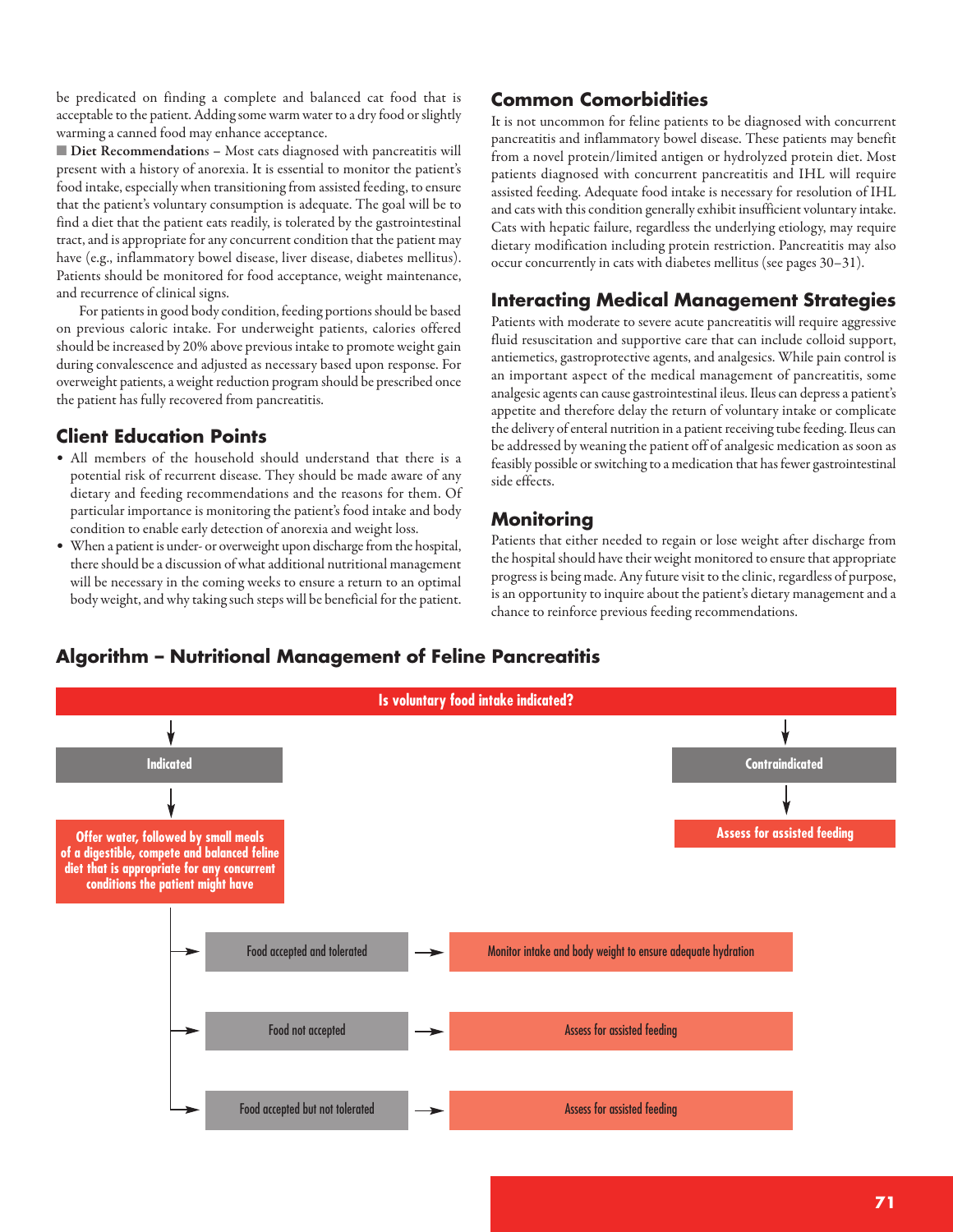be predicated on finding a complete and balanced cat food that is acceptable to the patient. Adding some warm water to a dry food or slightly warming a canned food may enhance acceptance.

■ **Diet Recommendation**s – Most cats diagnosed with pancreatitis will present with a history of anorexia. It is essential to monitor the patient's food intake, especially when transitioning from assisted feeding, to ensure that the patient's voluntary consumption is adequate. The goal will be to find a diet that the patient eats readily, is tolerated by the gastrointestinal tract, and is appropriate for any concurrent condition that the patient may have (e.g., inflammatory bowel disease, liver disease, diabetes mellitus). Patients should be monitored for food acceptance, weight maintenance, and recurrence of clinical signs.

For patients in good body condition, feeding portions should be based on previous caloric intake. For underweight patients, calories offered should be increased by 20% above previous intake to promote weight gain during convalescence and adjusted as necessary based upon response. For overweight patients, a weight reduction program should be prescribed once the patient has fully recovered from pancreatitis.

## Client Education Points

- All members of the household should understand that there is a potential risk of recurrent disease. They should be made aware of any dietary and feeding recommendations and the reasons for them. Of particular importance is monitoring the patient's food intake and body condition to enable early detection of anorexia and weight loss.
- When a patient is under- or overweight upon discharge from the hospital, there should be a discussion of what additional nutritional management will be necessary in the coming weeks to ensure a return to an optimal body weight, and why taking such steps will be beneficial for the patient.

## Common Comorbidities

It is not uncommon for feline patients to be diagnosed with concurrent pancreatitis and inflammatory bowel disease. These patients may benefit from a novel protein/limited antigen or hydrolyzed protein diet. Most patients diagnosed with concurrent pancreatitis and IHL will require assisted feeding. Adequate food intake is necessary for resolution of IHL and cats with this condition generally exhibit insufficient voluntary intake. Cats with hepatic failure, regardless the underlying etiology, may require dietary modification including protein restriction. Pancreatitis may also occur concurrently in cats with diabetes mellitus (see pages 30–31).

## Interacting Medical Management Strategies

Patients with moderate to severe acute pancreatitis will require aggressive fluid resuscitation and supportive care that can include colloid support, antiemetics, gastroprotective agents, and analgesics. While pain control is an important aspect of the medical management of pancreatitis, some analgesic agents can cause gastrointestinal ileus. Ileus can depress a patient's appetite and therefore delay the return of voluntary intake or complicate the delivery of enteral nutrition in a patient receiving tube feeding. Ileus can be addressed by weaning the patient off of analgesic medication as soon as feasibly possible or switching to a medication that has fewer gastrointestinal side effects.

## Monitoring

Patients that either needed to regain or lose weight after discharge from the hospital should have their weight monitored to ensure that appropriate progress is being made. Any future visit to the clinic, regardless of purpose, is an opportunity to inquire about the patient's dietary management and a chance to reinforce previous feeding recommendations.

## Algorithm – Nutritional Management of Feline Pancreatitis

Is voluntary food intake indicated?

Indicated

Offer water, followed by small meals of a digestible, compete and balanced feline diet that is appropriate for any concurrent conditions the patient might have

Food accepted and tolerated → Monitor intake and body weight to ensure adequate hydration

Food not accepted → Assess for assisted feeding

Food accepted but not tolerated → Assess for assisted feeding

Contraindicated

Assess for assisted feeding